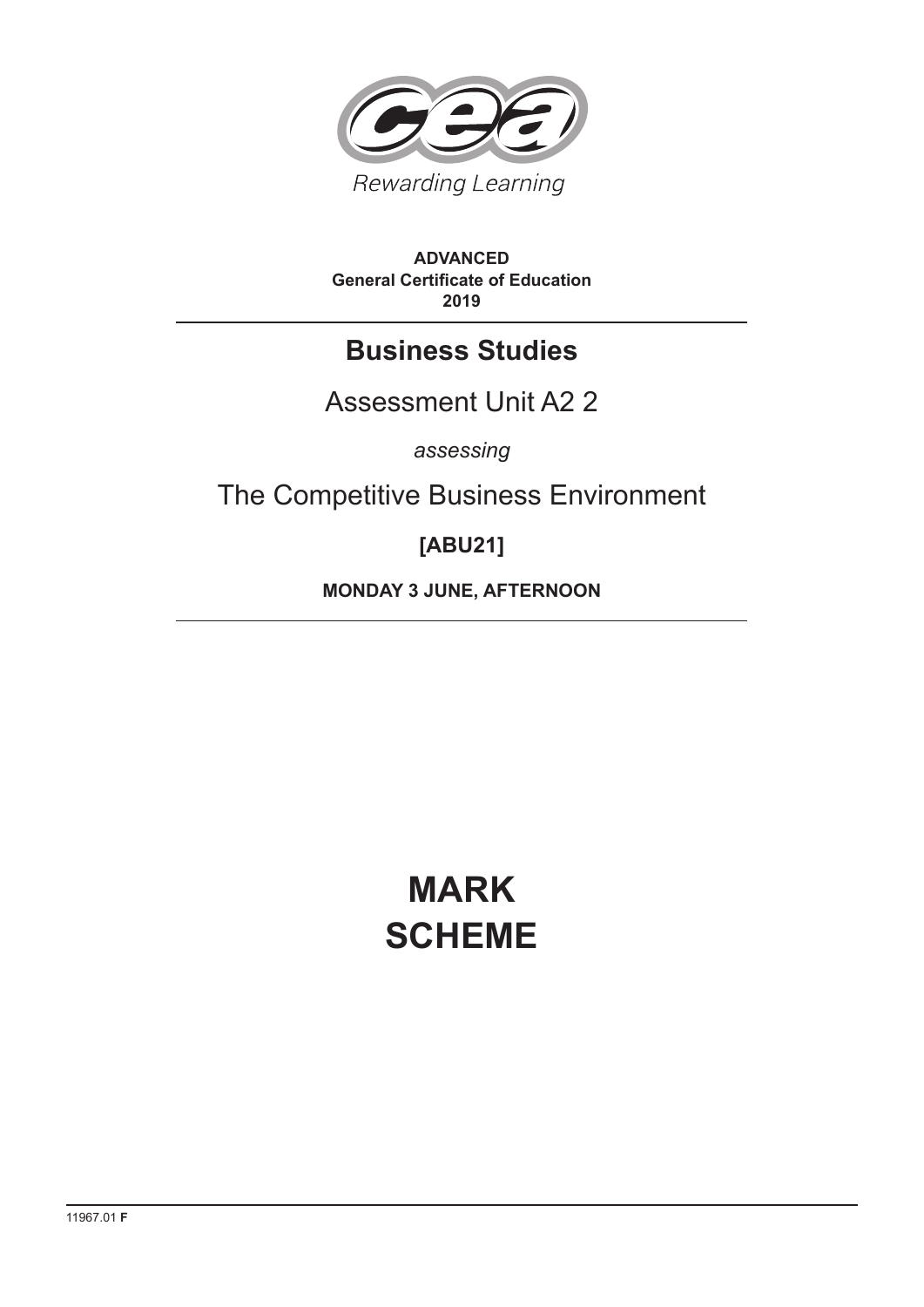Rewarding Learning

**ADVANCED**
**General Certificate of Education**
**2019**

# Business Studies

## Assessment Unit A2 2

*assessing*

## The Competitive Business Environment

**[ABU21]**

**MONDAY 3 JUNE, AFTERNOON**

# MARK SCHEME

11967.01 **F**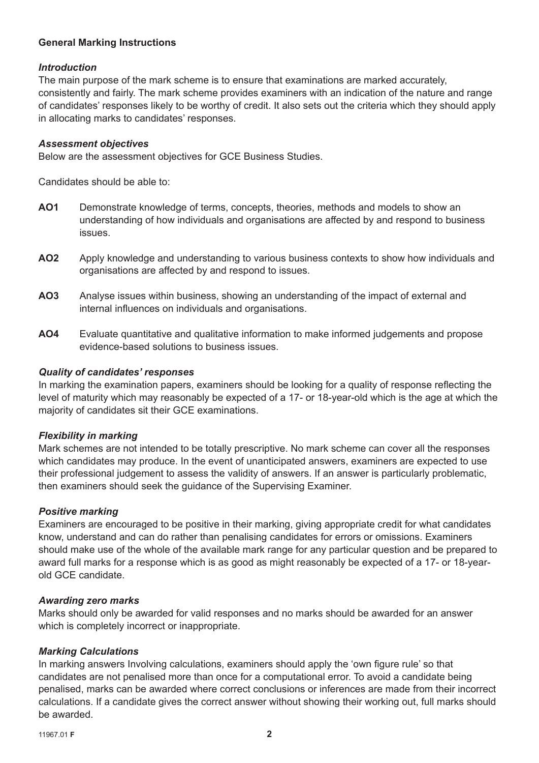**General Marking Instructions**

*Introduction*

The main purpose of the mark scheme is to ensure that examinations are marked accurately, consistently and fairly. The mark scheme provides examiners with an indication of the nature and range of candidates' responses likely to be worthy of credit. It also sets out the criteria which they should apply in allocating marks to candidates' responses.

*Assessment objectives*

Below are the assessment objectives for GCE Business Studies.

Candidates should be able to:

**AO1** Demonstrate knowledge of terms, concepts, theories, methods and models to show an understanding of how individuals and organisations are affected by and respond to business issues.

**AO2** Apply knowledge and understanding to various business contexts to show how individuals and organisations are affected by and respond to issues.

**AO3** Analyse issues within business, showing an understanding of the impact of external and internal influences on individuals and organisations.

**AO4** Evaluate quantitative and qualitative information to make informed judgements and propose evidence-based solutions to business issues.

*Quality of candidates' responses*

In marking the examination papers, examiners should be looking for a quality of response reflecting the level of maturity which may reasonably be expected of a 17- or 18-year-old which is the age at which the majority of candidates sit their GCE examinations.

*Flexibility in marking*

Mark schemes are not intended to be totally prescriptive. No mark scheme can cover all the responses which candidates may produce. In the event of unanticipated answers, examiners are expected to use their professional judgement to assess the validity of answers. If an answer is particularly problematic, then examiners should seek the guidance of the Supervising Examiner.

*Positive marking*

Examiners are encouraged to be positive in their marking, giving appropriate credit for what candidates know, understand and can do rather than penalising candidates for errors or omissions. Examiners should make use of the whole of the available mark range for any particular question and be prepared to award full marks for a response which is as good as might reasonably be expected of a 17- or 18-year-old GCE candidate.

*Awarding zero marks*

Marks should only be awarded for valid responses and no marks should be awarded for an answer which is completely incorrect or inappropriate.

*Marking Calculations*

In marking answers Involving calculations, examiners should apply the 'own figure rule' so that candidates are not penalised more than once for a computational error. To avoid a candidate being penalised, marks can be awarded where correct conclusions or inferences are made from their incorrect calculations. If a candidate gives the correct answer without showing their working out, full marks should be awarded.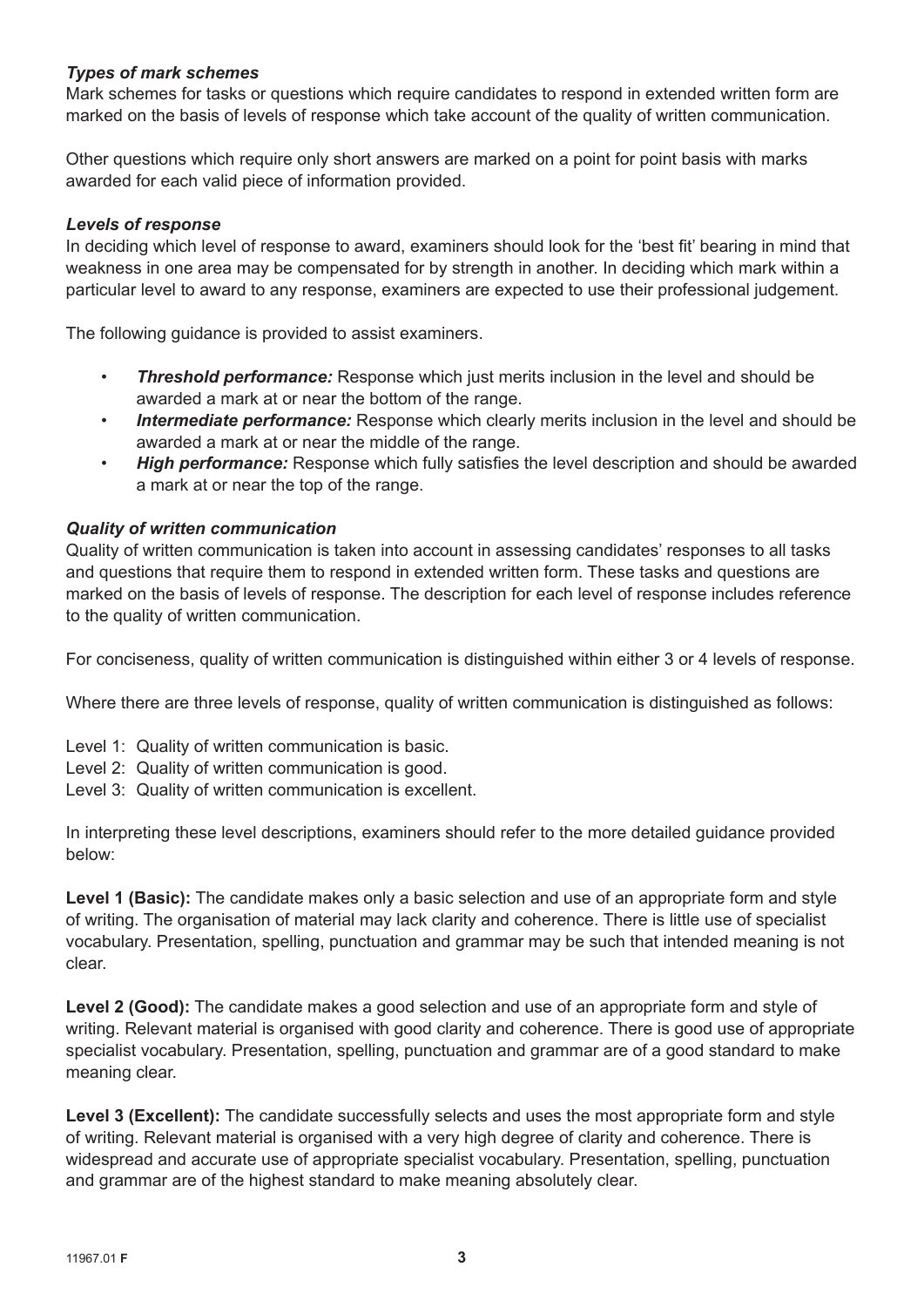***Types of mark schemes***

Mark schemes for tasks or questions which require candidates to respond in extended written form are marked on the basis of levels of response which take account of the quality of written communication.

Other questions which require only short answers are marked on a point for point basis with marks awarded for each valid piece of information provided.

***Levels of response***

In deciding which level of response to award, examiners should look for the 'best fit' bearing in mind that weakness in one area may be compensated for by strength in another. In deciding which mark within a particular level to award to any response, examiners are expected to use their professional judgement.

The following guidance is provided to assist examiners.

- ***Threshold performance:*** Response which just merits inclusion in the level and should be awarded a mark at or near the bottom of the range.
- ***Intermediate performance:*** Response which clearly merits inclusion in the level and should be awarded a mark at or near the middle of the range.
- ***High performance:*** Response which fully satisfies the level description and should be awarded a mark at or near the top of the range.

***Quality of written communication***

Quality of written communication is taken into account in assessing candidates' responses to all tasks and questions that require them to respond in extended written form. These tasks and questions are marked on the basis of levels of response. The description for each level of response includes reference to the quality of written communication.

For conciseness, quality of written communication is distinguished within either 3 or 4 levels of response.

Where there are three levels of response, quality of written communication is distinguished as follows:

Level 1: Quality of written communication is basic.
Level 2: Quality of written communication is good.
Level 3: Quality of written communication is excellent.

In interpreting these level descriptions, examiners should refer to the more detailed guidance provided below:

**Level 1 (Basic):** The candidate makes only a basic selection and use of an appropriate form and style of writing. The organisation of material may lack clarity and coherence. There is little use of specialist vocabulary. Presentation, spelling, punctuation and grammar may be such that intended meaning is not clear.

**Level 2 (Good):** The candidate makes a good selection and use of an appropriate form and style of writing. Relevant material is organised with good clarity and coherence. There is good use of appropriate specialist vocabulary. Presentation, spelling, punctuation and grammar are of a good standard to make meaning clear.

**Level 3 (Excellent):** The candidate successfully selects and uses the most appropriate form and style of writing. Relevant material is organised with a very high degree of clarity and coherence. There is widespread and accurate use of appropriate specialist vocabulary. Presentation, spelling, punctuation and grammar are of the highest standard to make meaning absolutely clear.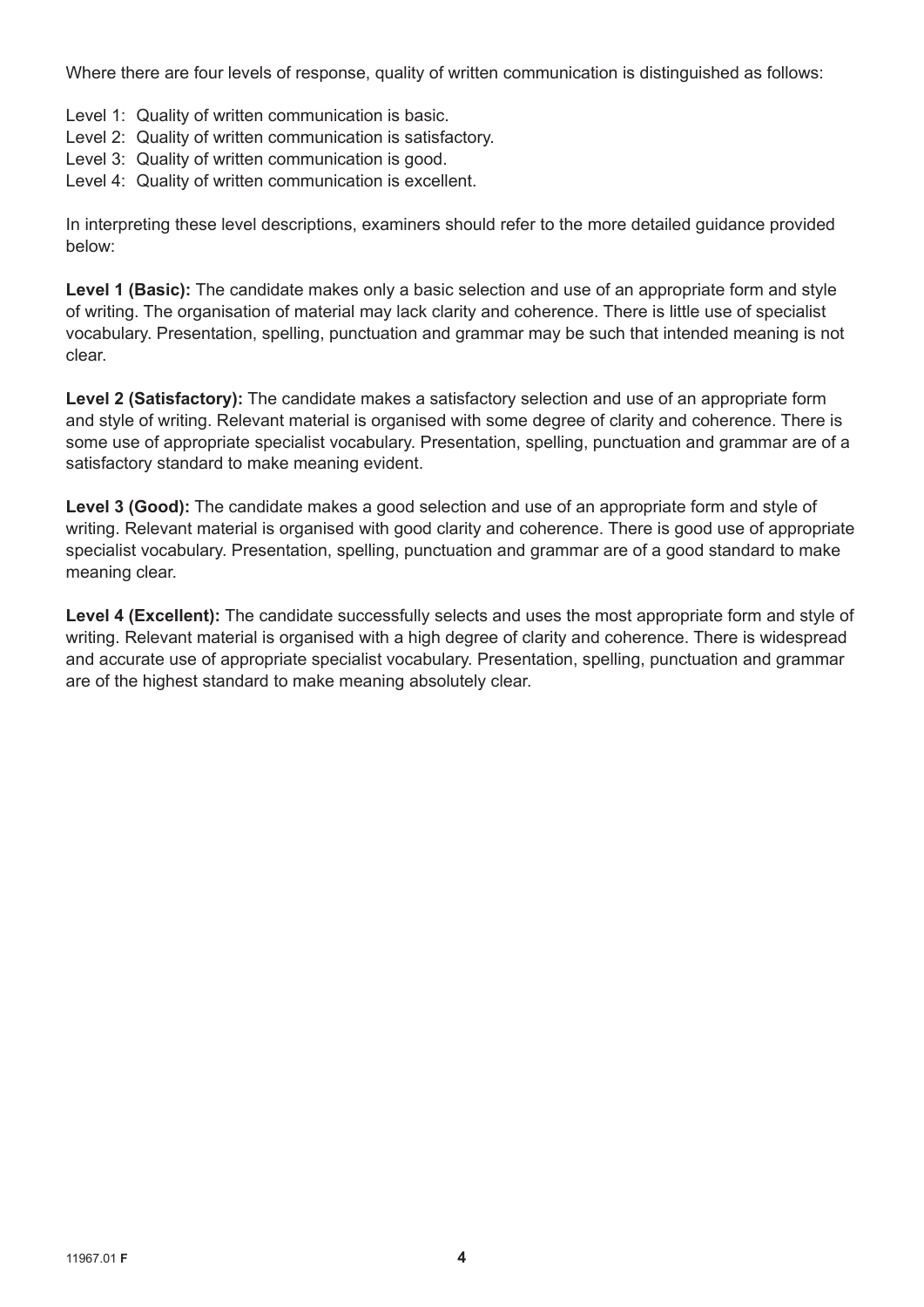Where there are four levels of response, quality of written communication is distinguished as follows:

Level 1: Quality of written communication is basic.
Level 2: Quality of written communication is satisfactory.
Level 3: Quality of written communication is good.
Level 4: Quality of written communication is excellent.

In interpreting these level descriptions, examiners should refer to the more detailed guidance provided below:

**Level 1 (Basic):** The candidate makes only a basic selection and use of an appropriate form and style of writing. The organisation of material may lack clarity and coherence. There is little use of specialist vocabulary. Presentation, spelling, punctuation and grammar may be such that intended meaning is not clear.

**Level 2 (Satisfactory):** The candidate makes a satisfactory selection and use of an appropriate form and style of writing. Relevant material is organised with some degree of clarity and coherence. There is some use of appropriate specialist vocabulary. Presentation, spelling, punctuation and grammar are of a satisfactory standard to make meaning evident.

**Level 3 (Good):** The candidate makes a good selection and use of an appropriate form and style of writing. Relevant material is organised with good clarity and coherence. There is good use of appropriate specialist vocabulary. Presentation, spelling, punctuation and grammar are of a good standard to make meaning clear.

**Level 4 (Excellent):** The candidate successfully selects and uses the most appropriate form and style of writing. Relevant material is organised with a high degree of clarity and coherence. There is widespread and accurate use of appropriate specialist vocabulary. Presentation, spelling, punctuation and grammar are of the highest standard to make meaning absolutely clear.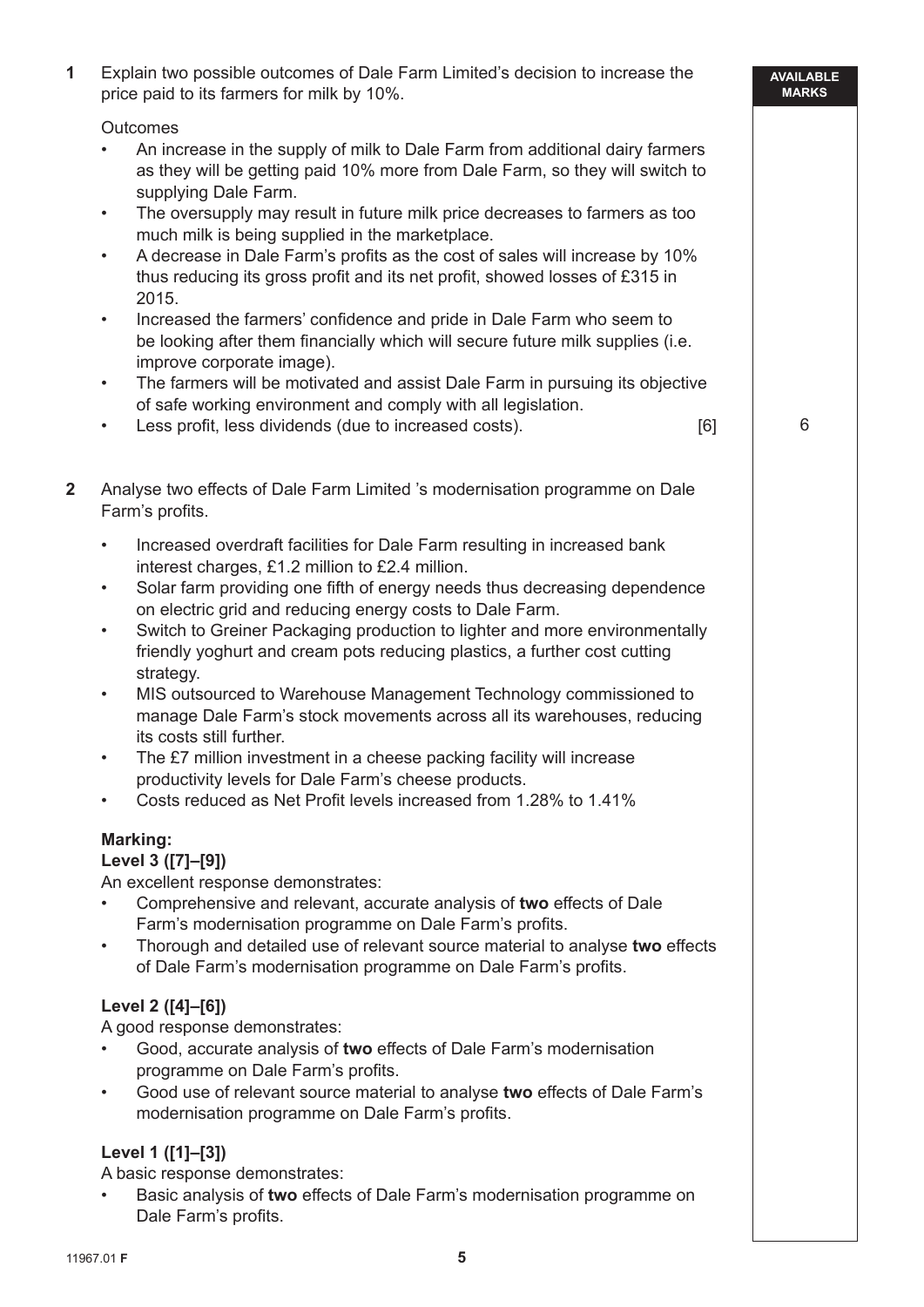**1** Explain two possible outcomes of Dale Farm Limited's decision to increase the price paid to its farmers for milk by 10%.

Outcomes

- An increase in the supply of milk to Dale Farm from additional dairy farmers as they will be getting paid 10% more from Dale Farm, so they will switch to supplying Dale Farm.
- The oversupply may result in future milk price decreases to farmers as too much milk is being supplied in the marketplace.
- A decrease in Dale Farm's profits as the cost of sales will increase by 10% thus reducing its gross profit and its net profit, showed losses of £315 in 2015.
- Increased the farmers' confidence and pride in Dale Farm who seem to be looking after them financially which will secure future milk supplies (i.e. improve corporate image).
- The farmers will be motivated and assist Dale Farm in pursuing its objective of safe working environment and comply with all legislation.
- Less profit, less dividends (due to increased costs). [6]

AVAILABLE MARKS: 6

**2** Analyse two effects of Dale Farm Limited 's modernisation programme on Dale Farm's profits.

- Increased overdraft facilities for Dale Farm resulting in increased bank interest charges, £1.2 million to £2.4 million.
- Solar farm providing one fifth of energy needs thus decreasing dependence on electric grid and reducing energy costs to Dale Farm.
- Switch to Greiner Packaging production to lighter and more environmentally friendly yoghurt and cream pots reducing plastics, a further cost cutting strategy.
- MIS outsourced to Warehouse Management Technology commissioned to manage Dale Farm's stock movements across all its warehouses, reducing its costs still further.
- The £7 million investment in a cheese packing facility will increase productivity levels for Dale Farm's cheese products.
- Costs reduced as Net Profit levels increased from 1.28% to 1.41%

**Marking:**

**Level 3 ([7]–[9])**

An excellent response demonstrates:

- Comprehensive and relevant, accurate analysis of **two** effects of Dale Farm's modernisation programme on Dale Farm's profits.
- Thorough and detailed use of relevant source material to analyse **two** effects of Dale Farm's modernisation programme on Dale Farm's profits.

**Level 2 ([4]–[6])**

A good response demonstrates:

- Good, accurate analysis of **two** effects of Dale Farm's modernisation programme on Dale Farm's profits.
- Good use of relevant source material to analyse **two** effects of Dale Farm's modernisation programme on Dale Farm's profits.

**Level 1 ([1]–[3])**

A basic response demonstrates:

- Basic analysis of **two** effects of Dale Farm's modernisation programme on Dale Farm's profits.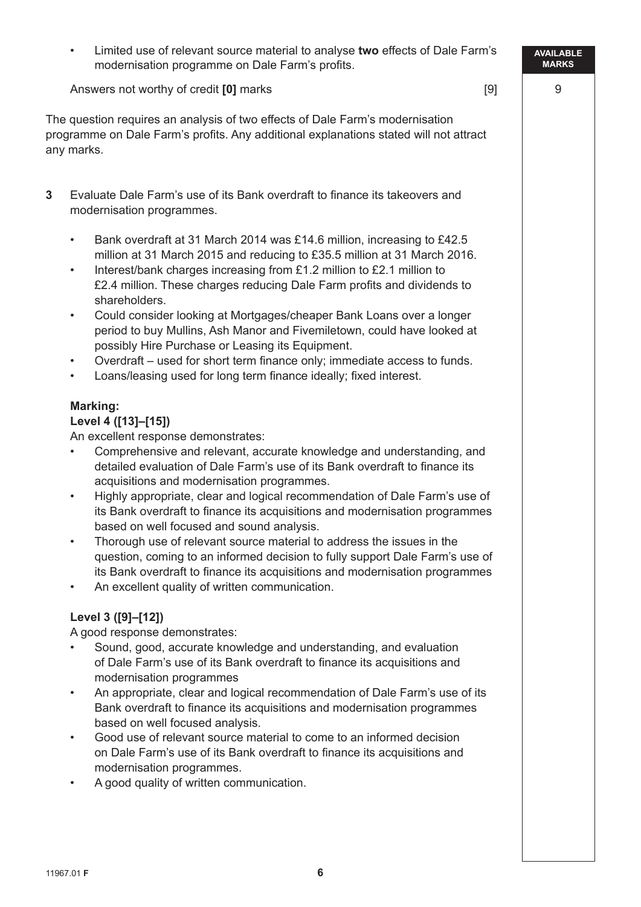- Limited use of relevant source material to analyse **two** effects of Dale Farm's modernisation programme on Dale Farm's profits.

Answers not worthy of credit **[0]** marks [9]

AVAILABLE MARKS: 9

The question requires an analysis of two effects of Dale Farm's modernisation programme on Dale Farm's profits. Any additional explanations stated will not attract any marks.

**3** Evaluate Dale Farm's use of its Bank overdraft to finance its takeovers and modernisation programmes.

- Bank overdraft at 31 March 2014 was £14.6 million, increasing to £42.5 million at 31 March 2015 and reducing to £35.5 million at 31 March 2016.
- Interest/bank charges increasing from £1.2 million to £2.1 million to £2.4 million. These charges reducing Dale Farm profits and dividends to shareholders.
- Could consider looking at Mortgages/cheaper Bank Loans over a longer period to buy Mullins, Ash Manor and Fivemiletown, could have looked at possibly Hire Purchase or Leasing its Equipment.
- Overdraft – used for short term finance only; immediate access to funds.
- Loans/leasing used for long term finance ideally; fixed interest.

**Marking:**

**Level 4 ([13]–[15])**

An excellent response demonstrates:

- Comprehensive and relevant, accurate knowledge and understanding, and detailed evaluation of Dale Farm's use of its Bank overdraft to finance its acquisitions and modernisation programmes.
- Highly appropriate, clear and logical recommendation of Dale Farm's use of its Bank overdraft to finance its acquisitions and modernisation programmes based on well focused and sound analysis.
- Thorough use of relevant source material to address the issues in the question, coming to an informed decision to fully support Dale Farm's use of its Bank overdraft to finance its acquisitions and modernisation programmes
- An excellent quality of written communication.

**Level 3 ([9]–[12])**

A good response demonstrates:

- Sound, good, accurate knowledge and understanding, and evaluation of Dale Farm's use of its Bank overdraft to finance its acquisitions and modernisation programmes
- An appropriate, clear and logical recommendation of Dale Farm's use of its Bank overdraft to finance its acquisitions and modernisation programmes based on well focused analysis.
- Good use of relevant source material to come to an informed decision on Dale Farm's use of its Bank overdraft to finance its acquisitions and modernisation programmes.
- A good quality of written communication.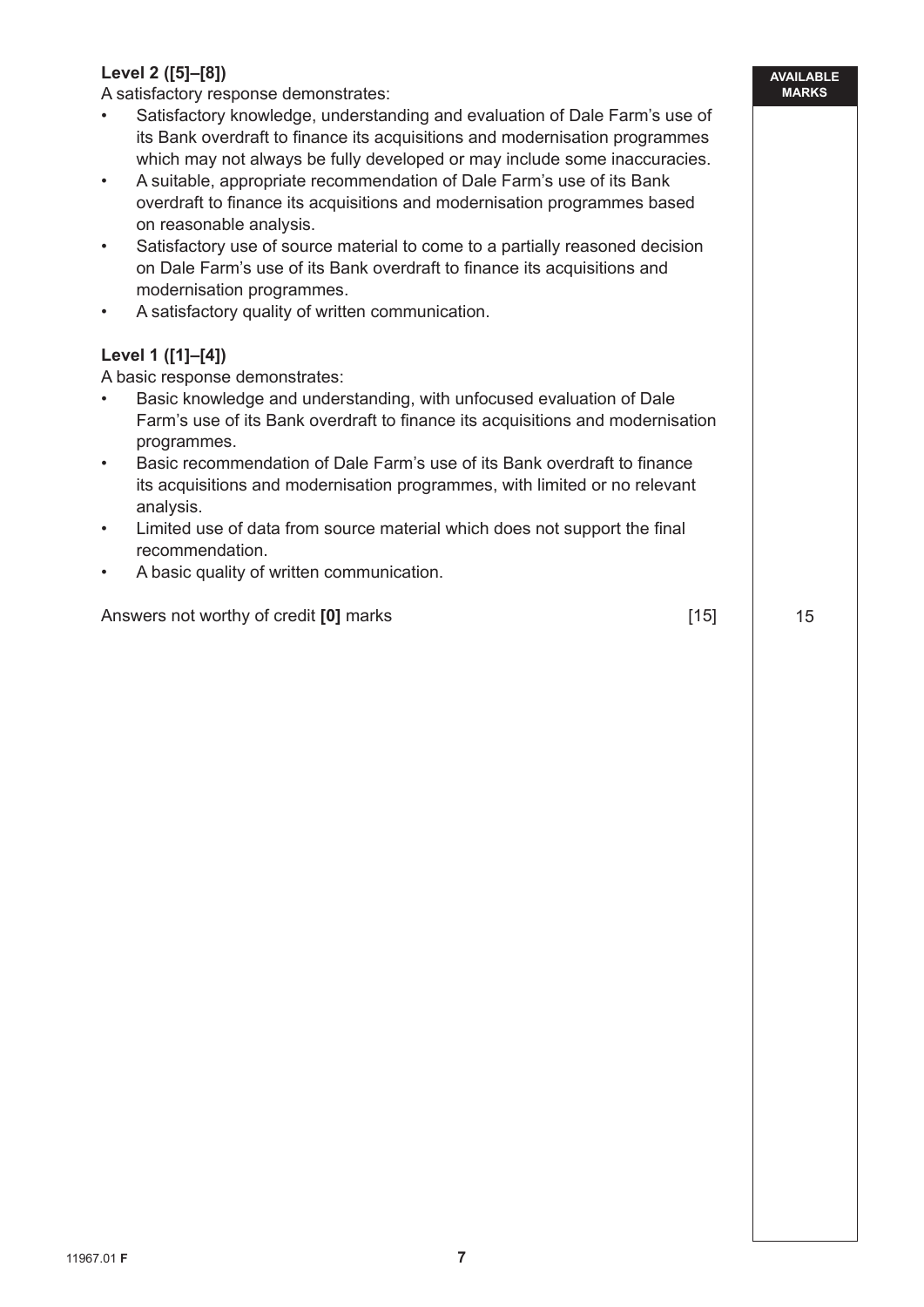**Level 2 ([5]–[8])**
A satisfactory response demonstrates:

- Satisfactory knowledge, understanding and evaluation of Dale Farm's use of its Bank overdraft to finance its acquisitions and modernisation programmes which may not always be fully developed or may include some inaccuracies.
- A suitable, appropriate recommendation of Dale Farm's use of its Bank overdraft to finance its acquisitions and modernisation programmes based on reasonable analysis.
- Satisfactory use of source material to come to a partially reasoned decision on Dale Farm's use of its Bank overdraft to finance its acquisitions and modernisation programmes.
- A satisfactory quality of written communication.

**Level 1 ([1]–[4])**
A basic response demonstrates:

- Basic knowledge and understanding, with unfocused evaluation of Dale Farm's use of its Bank overdraft to finance its acquisitions and modernisation programmes.
- Basic recommendation of Dale Farm's use of its Bank overdraft to finance its acquisitions and modernisation programmes, with limited or no relevant analysis.
- Limited use of data from source material which does not support the final recommendation.
- A basic quality of written communication.

Answers not worthy of credit **[0]** marks [15]

AVAILABLE MARKS: 15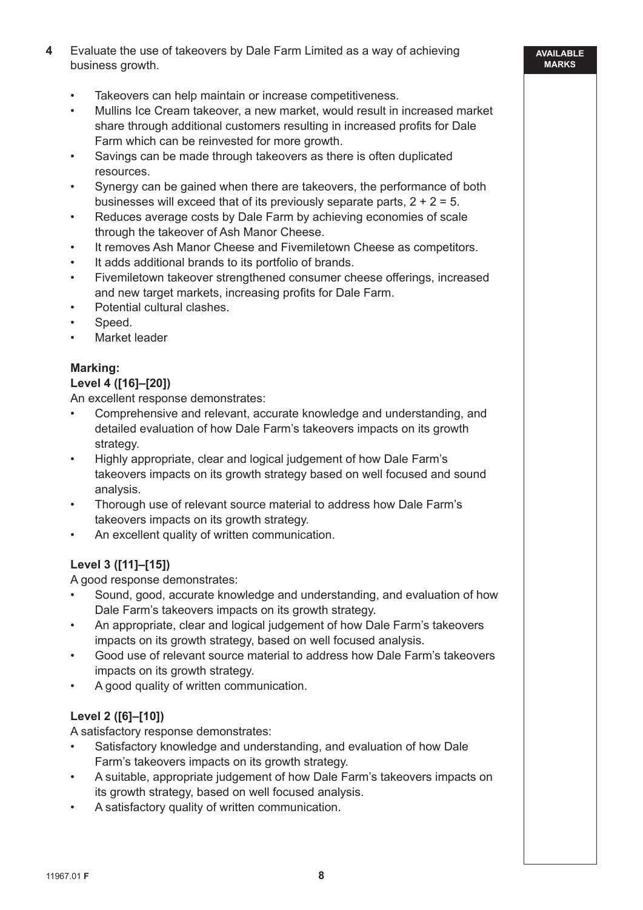**4** Evaluate the use of takeovers by Dale Farm Limited as a way of achieving business growth.

- Takeovers can help maintain or increase competitiveness.
- Mullins Ice Cream takeover, a new market, would result in increased market share through additional customers resulting in increased profits for Dale Farm which can be reinvested for more growth.
- Savings can be made through takeovers as there is often duplicated resources.
- Synergy can be gained when there are takeovers, the performance of both businesses will exceed that of its previously separate parts, 2 + 2 = 5.
- Reduces average costs by Dale Farm by achieving economies of scale through the takeover of Ash Manor Cheese.
- It removes Ash Manor Cheese and Fivemiletown Cheese as competitors.
- It adds additional brands to its portfolio of brands.
- Fivemiletown takeover strengthened consumer cheese offerings, increased and new target markets, increasing profits for Dale Farm.
- Potential cultural clashes.
- Speed.
- Market leader

**Marking:**

**Level 4 ([16]–[20])**

An excellent response demonstrates:

- Comprehensive and relevant, accurate knowledge and understanding, and detailed evaluation of how Dale Farm's takeovers impacts on its growth strategy.
- Highly appropriate, clear and logical judgement of how Dale Farm's takeovers impacts on its growth strategy based on well focused and sound analysis.
- Thorough use of relevant source material to address how Dale Farm's takeovers impacts on its growth strategy.
- An excellent quality of written communication.

**Level 3 ([11]–[15])**

A good response demonstrates:

- Sound, good, accurate knowledge and understanding, and evaluation of how Dale Farm's takeovers impacts on its growth strategy.
- An appropriate, clear and logical judgement of how Dale Farm's takeovers impacts on its growth strategy, based on well focused analysis.
- Good use of relevant source material to address how Dale Farm's takeovers impacts on its growth strategy.
- A good quality of written communication.

**Level 2 ([6]–[10])**

A satisfactory response demonstrates:

- Satisfactory knowledge and understanding, and evaluation of how Dale Farm's takeovers impacts on its growth strategy.
- A suitable, appropriate judgement of how Dale Farm's takeovers impacts on its growth strategy, based on well focused analysis.
- A satisfactory quality of written communication.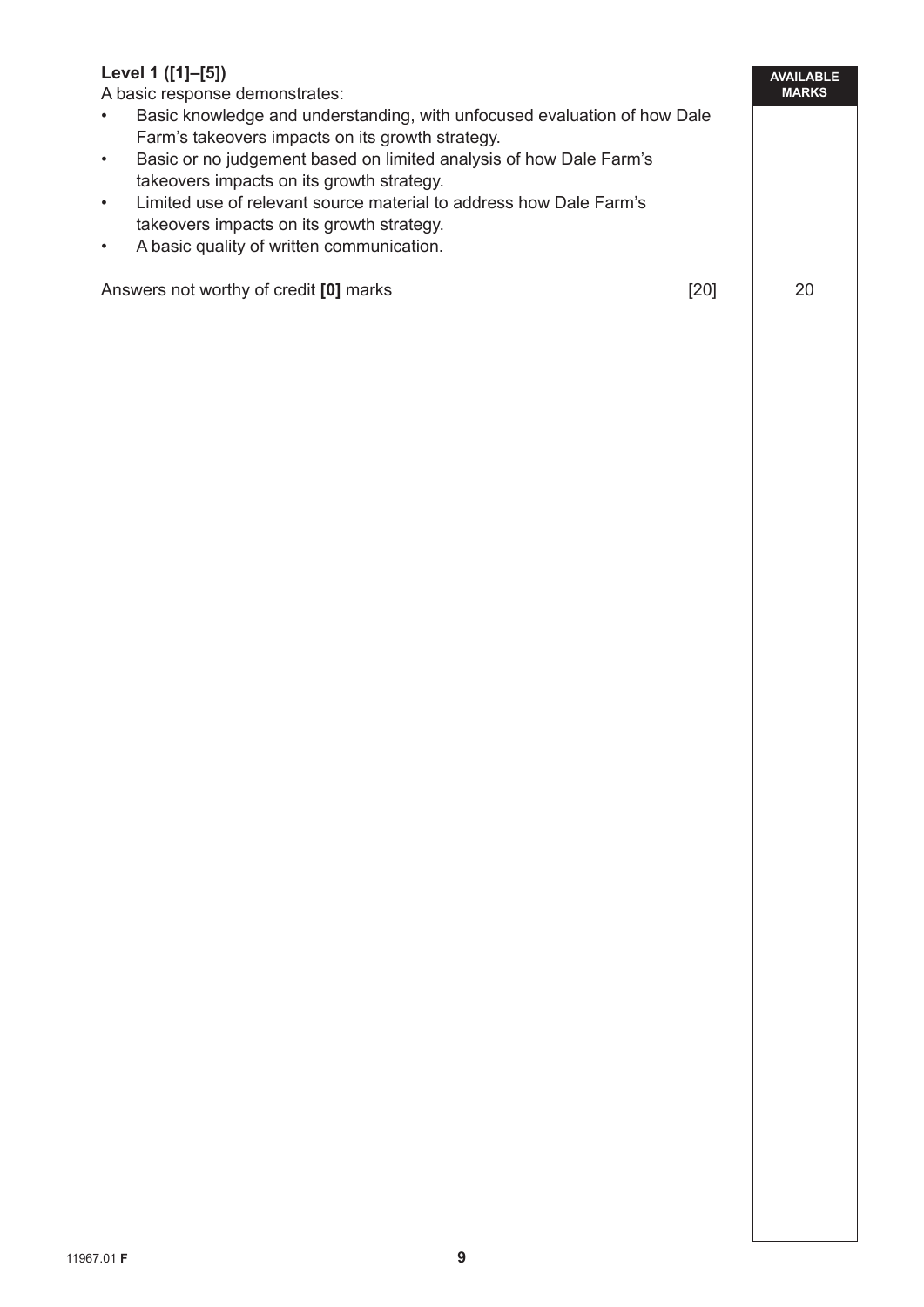**Level 1 ([1]–[5])**

A basic response demonstrates:

- Basic knowledge and understanding, with unfocused evaluation of how Dale Farm's takeovers impacts on its growth strategy.
- Basic or no judgement based on limited analysis of how Dale Farm's takeovers impacts on its growth strategy.
- Limited use of relevant source material to address how Dale Farm's takeovers impacts on its growth strategy.
- A basic quality of written communication.

Answers not worthy of credit **[0]** marks [20]

| AVAILABLE MARKS |
|---|
| 20 |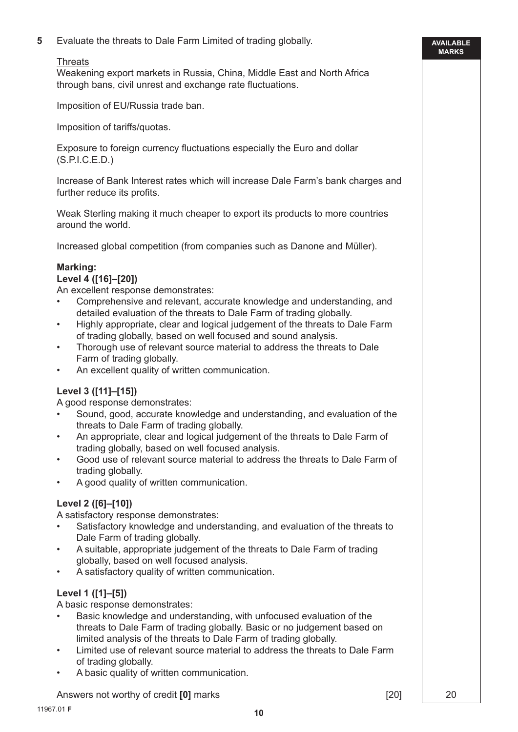**5** Evaluate the threats to Dale Farm Limited of trading globally.

AVAILABLE MARKS

Threats

Weakening export markets in Russia, China, Middle East and North Africa through bans, civil unrest and exchange rate fluctuations.

Imposition of EU/Russia trade ban.

Imposition of tariffs/quotas.

Exposure to foreign currency fluctuations especially the Euro and dollar (S.P.I.C.E.D.)

Increase of Bank Interest rates which will increase Dale Farm's bank charges and further reduce its profits.

Weak Sterling making it much cheaper to export its products to more countries around the world.

Increased global competition (from companies such as Danone and Müller).

**Marking:**

**Level 4 ([16]–[20])**

An excellent response demonstrates:

- Comprehensive and relevant, accurate knowledge and understanding, and detailed evaluation of the threats to Dale Farm of trading globally.
- Highly appropriate, clear and logical judgement of the threats to Dale Farm of trading globally, based on well focused and sound analysis.
- Thorough use of relevant source material to address the threats to Dale Farm of trading globally.
- An excellent quality of written communication.

**Level 3 ([11]–[15])**

A good response demonstrates:

- Sound, good, accurate knowledge and understanding, and evaluation of the threats to Dale Farm of trading globally.
- An appropriate, clear and logical judgement of the threats to Dale Farm of trading globally, based on well focused analysis.
- Good use of relevant source material to address the threats to Dale Farm of trading globally.
- A good quality of written communication.

**Level 2 ([6]–[10])**

A satisfactory response demonstrates:

- Satisfactory knowledge and understanding, and evaluation of the threats to Dale Farm of trading globally.
- A suitable, appropriate judgement of the threats to Dale Farm of trading globally, based on well focused analysis.
- A satisfactory quality of written communication.

**Level 1 ([1]–[5])**

A basic response demonstrates:

- Basic knowledge and understanding, with unfocused evaluation of the threats to Dale Farm of trading globally. Basic or no judgement based on limited analysis of the threats to Dale Farm of trading globally.
- Limited use of relevant source material to address the threats to Dale Farm of trading globally.
- A basic quality of written communication.

Answers not worthy of credit **[0]** marks [20] 20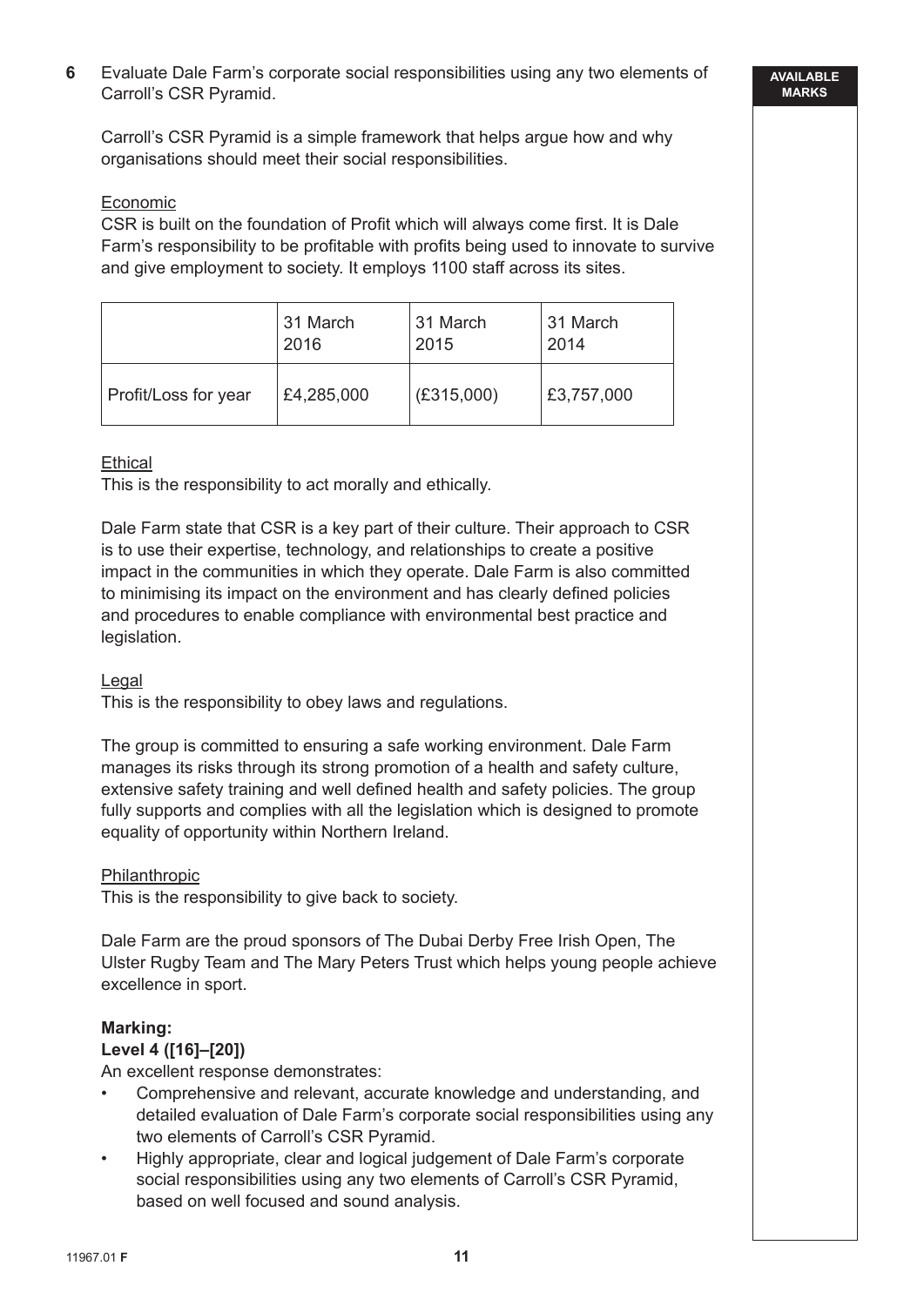**6** Evaluate Dale Farm's corporate social responsibilities using any two elements of Carroll's CSR Pyramid.

Carroll's CSR Pyramid is a simple framework that helps argue how and why organisations should meet their social responsibilities.

Economic

CSR is built on the foundation of Profit which will always come first. It is Dale Farm's responsibility to be profitable with profits being used to innovate to survive and give employment to society. It employs 1100 staff across its sites.

| | 31 March 2016 | 31 March 2015 | 31 March 2014 |
|---|---|---|---|
| Profit/Loss for year | £4,285,000 | (£315,000) | £3,757,000 |

Ethical

This is the responsibility to act morally and ethically.

Dale Farm state that CSR is a key part of their culture. Their approach to CSR is to use their expertise, technology, and relationships to create a positive impact in the communities in which they operate. Dale Farm is also committed to minimising its impact on the environment and has clearly defined policies and procedures to enable compliance with environmental best practice and legislation.

Legal

This is the responsibility to obey laws and regulations.

The group is committed to ensuring a safe working environment. Dale Farm manages its risks through its strong promotion of a health and safety culture, extensive safety training and well defined health and safety policies. The group fully supports and complies with all the legislation which is designed to promote equality of opportunity within Northern Ireland.

Philanthropic

This is the responsibility to give back to society.

Dale Farm are the proud sponsors of The Dubai Derby Free Irish Open, The Ulster Rugby Team and The Mary Peters Trust which helps young people achieve excellence in sport.

**Marking:**

**Level 4 ([16]–[20])**

An excellent response demonstrates:

- Comprehensive and relevant, accurate knowledge and understanding, and detailed evaluation of Dale Farm's corporate social responsibilities using any two elements of Carroll's CSR Pyramid.
- Highly appropriate, clear and logical judgement of Dale Farm's corporate social responsibilities using any two elements of Carroll's CSR Pyramid, based on well focused and sound analysis.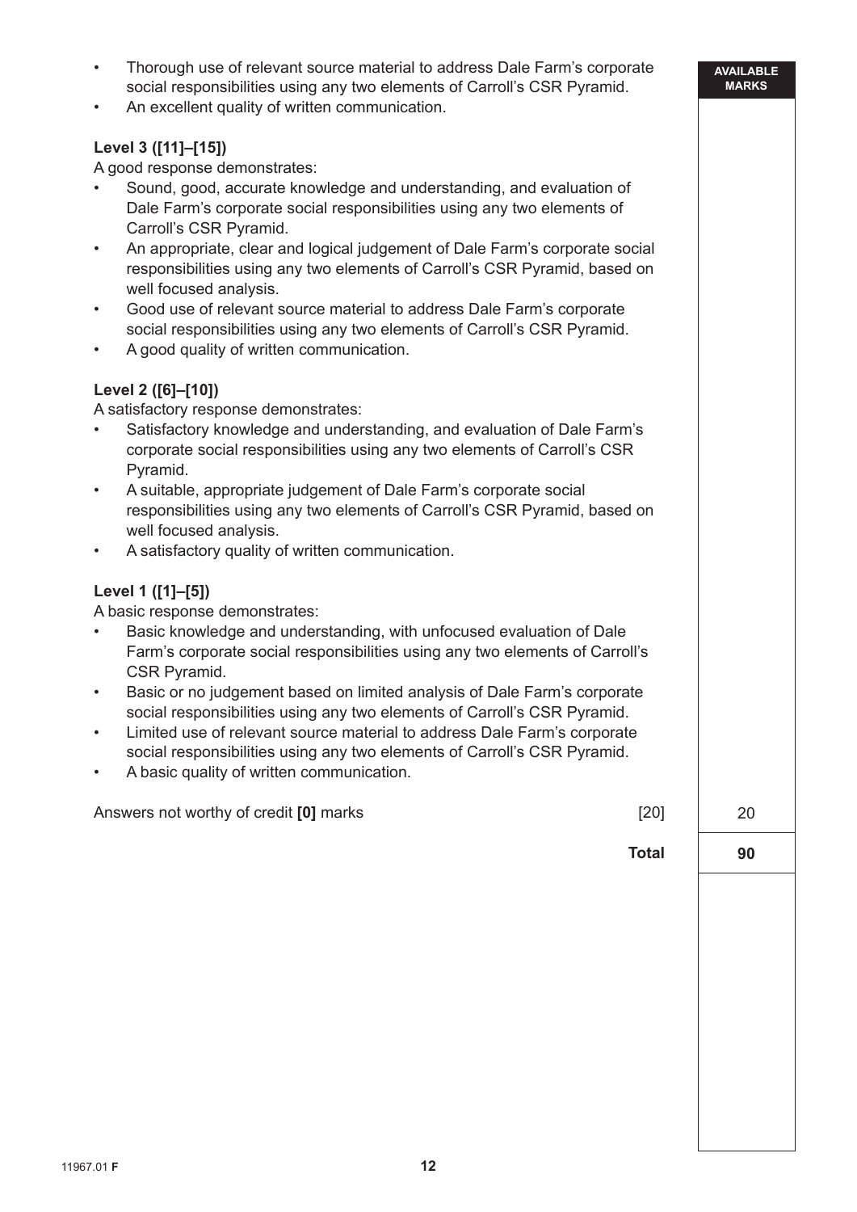- Thorough use of relevant source material to address Dale Farm's corporate social responsibilities using any two elements of Carroll's CSR Pyramid.
- An excellent quality of written communication.

**Level 3 ([11]–[15])**
A good response demonstrates:

- Sound, good, accurate knowledge and understanding, and evaluation of Dale Farm's corporate social responsibilities using any two elements of Carroll's CSR Pyramid.
- An appropriate, clear and logical judgement of Dale Farm's corporate social responsibilities using any two elements of Carroll's CSR Pyramid, based on well focused analysis.
- Good use of relevant source material to address Dale Farm's corporate social responsibilities using any two elements of Carroll's CSR Pyramid.
- A good quality of written communication.

**Level 2 ([6]–[10])**
A satisfactory response demonstrates:

- Satisfactory knowledge and understanding, and evaluation of Dale Farm's corporate social responsibilities using any two elements of Carroll's CSR Pyramid.
- A suitable, appropriate judgement of Dale Farm's corporate social responsibilities using any two elements of Carroll's CSR Pyramid, based on well focused analysis.
- A satisfactory quality of written communication.

**Level 1 ([1]–[5])**
A basic response demonstrates:

- Basic knowledge and understanding, with unfocused evaluation of Dale Farm's corporate social responsibilities using any two elements of Carroll's CSR Pyramid.
- Basic or no judgement based on limited analysis of Dale Farm's corporate social responsibilities using any two elements of Carroll's CSR Pyramid.
- Limited use of relevant source material to address Dale Farm's corporate social responsibilities using any two elements of Carroll's CSR Pyramid.
- A basic quality of written communication.

Answers not worthy of credit **[0]** marks [20] 20

**Total** **90**